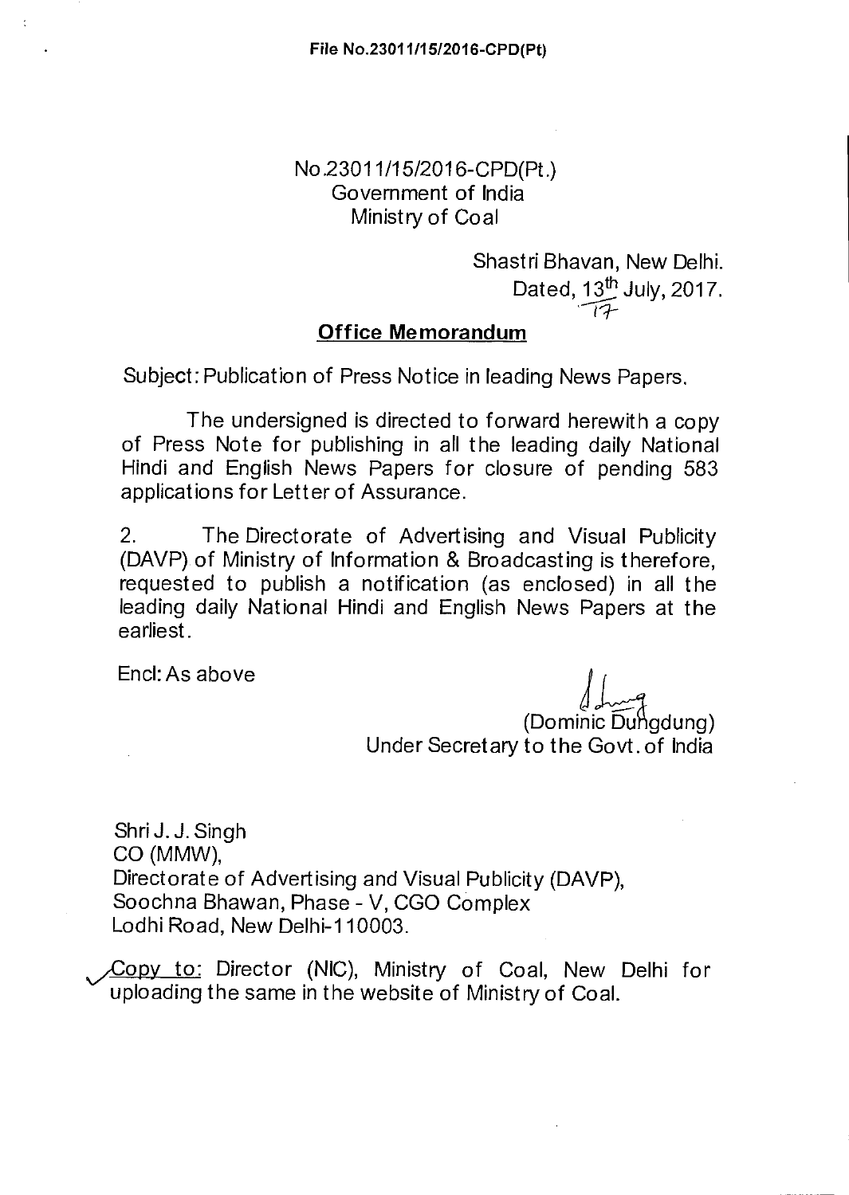File No.23011/15/2016-CPD(Pt)

No.23011/15/2016-CPD(Pt.)
Government of India
Ministry of Coal

Shastri Bhavan, New Delhi.
Dated, 13th July, 2017.

## Office Memorandum

Subject: Publication of Press Notice in leading News Papers.

The undersigned is directed to forward herewith a copy of Press Note for publishing in all the leading daily National Hindi and English News Papers for closure of pending 583 applications for Letter of Assurance.

2. The Directorate of Advertising and Visual Publicity (DAVP) of Ministry of Information & Broadcasting is therefore, requested to publish a notification (as enclosed) in all the leading daily National Hindi and English News Papers at the earliest.

Encl: As above

(Dominic Dungdung)
Under Secretary to the Govt. of India

Shri J. J. Singh
CO (MMW),
Directorate of Advertising and Visual Publicity (DAVP),
Soochna Bhawan, Phase - V, CGO Complex
Lodhi Road, New Delhi-110003.

Copy to: Director (NIC), Ministry of Coal, New Delhi for uploading the same in the website of Ministry of Coal.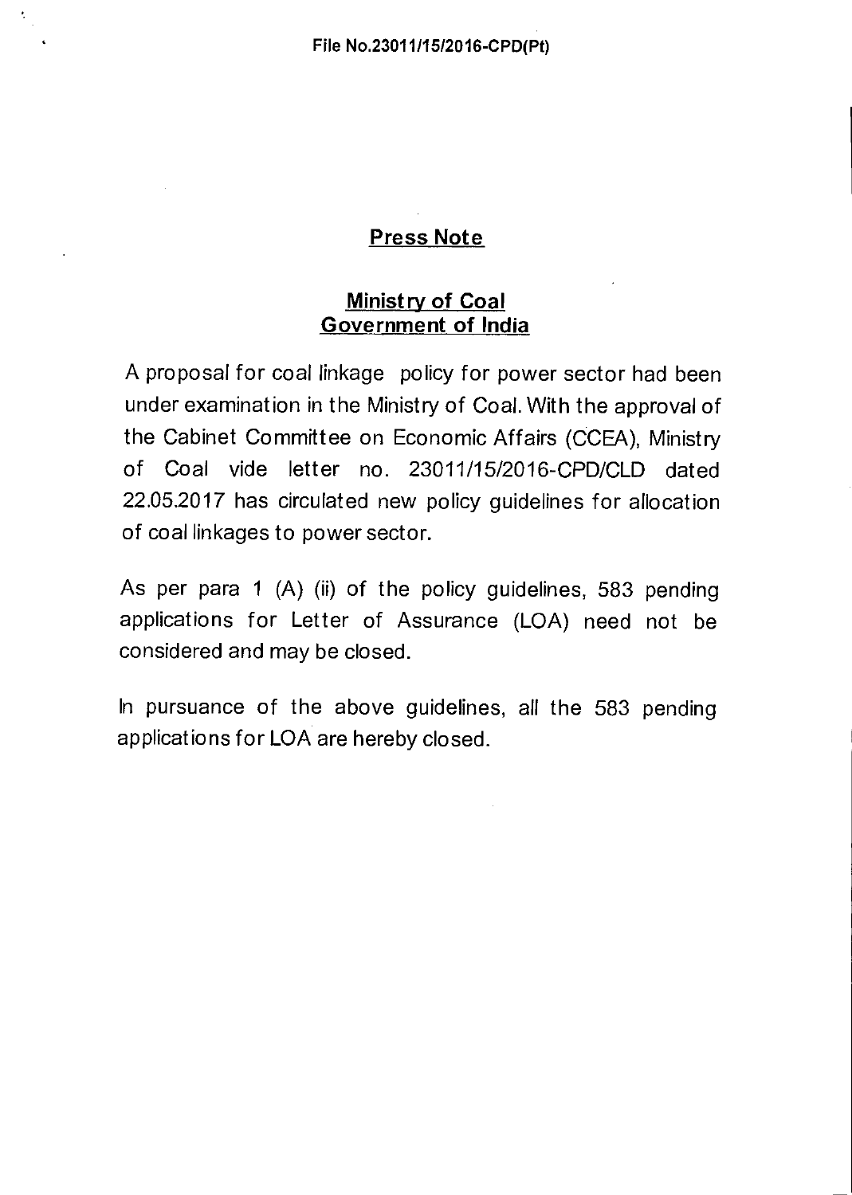File No.23011/15/2016-CPD(Pt)

## Press Note

## Ministry of Coal
## Government of India

A proposal for coal linkage policy for power sector had been under examination in the Ministry of Coal. With the approval of the Cabinet Committee on Economic Affairs (CCEA), Ministry of Coal vide letter no. 23011/15/2016-CPD/CLD dated 22.05.2017 has circulated new policy guidelines for allocation of coal linkages to power sector.

As per para 1 (A) (ii) of the policy guidelines, 583 pending applications for Letter of Assurance (LOA) need not be considered and may be closed.

In pursuance of the above guidelines, all the 583 pending applications for LOA are hereby closed.